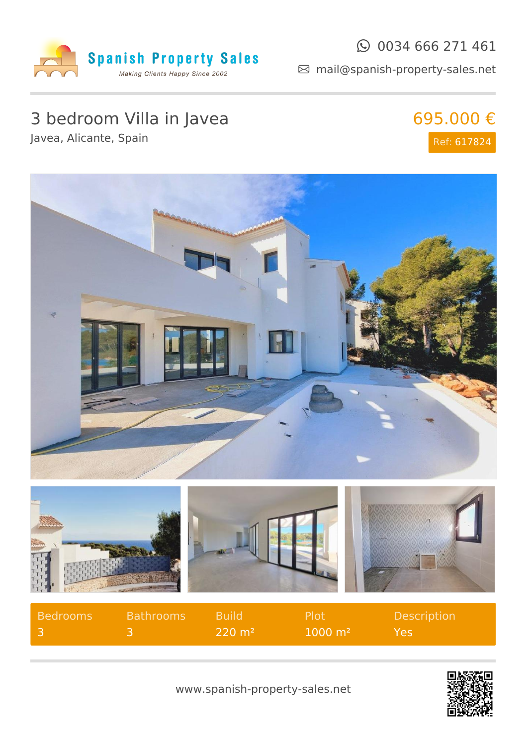Spanish Property Sales

*Making Clients Happy Since 2002*

0034 666 271 461

mail@spanish-property-sales.net

# 3 bedroom Villa in Javea

Javea, Alicante, Spain

**695.000 €**

Ref: 617824

| Bedrooms | Bathrooms | Build | Plot | Description |
| --- | --- | --- | --- | --- |
| 3 | 3 | 220 m² | 1000 m² | Yes |

www.spanish-property-sales.net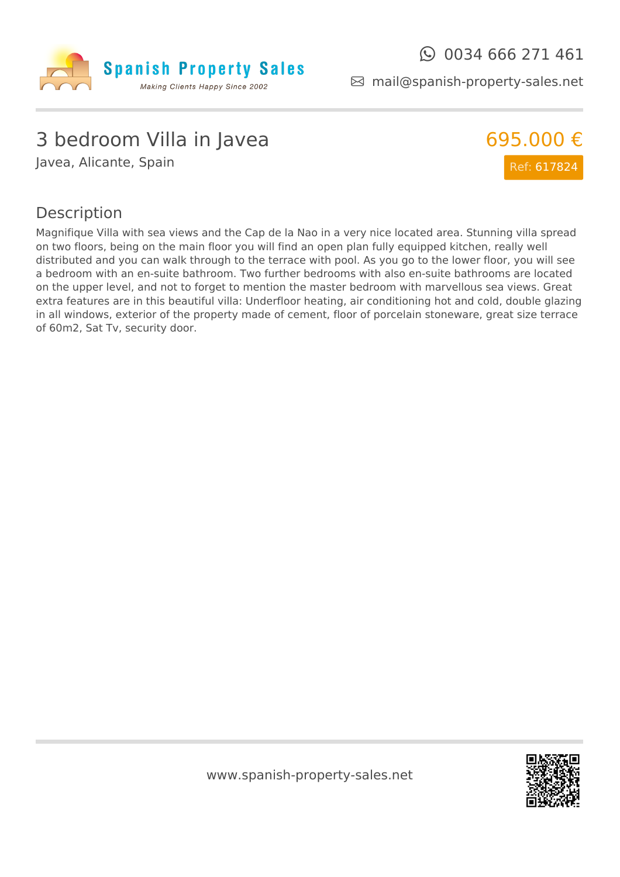Spanish Property Sales

Making Clients Happy Since 2002

0034 666 271 461

mail@spanish-property-sales.net

# 3 bedroom Villa in Javea

Javea, Alicante, Spain

695.000 €

Ref: 617824

## Description

Magnifique Villa with sea views and the Cap de la Nao in a very nice located area. Stunning villa spread on two floors, being on the main floor you will find an open plan fully equipped kitchen, really well distributed and you can walk through to the terrace with pool. As you go to the lower floor, you will see a bedroom with an en-suite bathroom. Two further bedrooms with also en-suite bathrooms are located on the upper level, and not to forget to mention the master bedroom with marvellous sea views. Great extra features are in this beautiful villa: Underfloor heating, air conditioning hot and cold, double glazing in all windows, exterior of the property made of cement, floor of porcelain stoneware, great size terrace of 60m2, Sat Tv, security door.

www.spanish-property-sales.net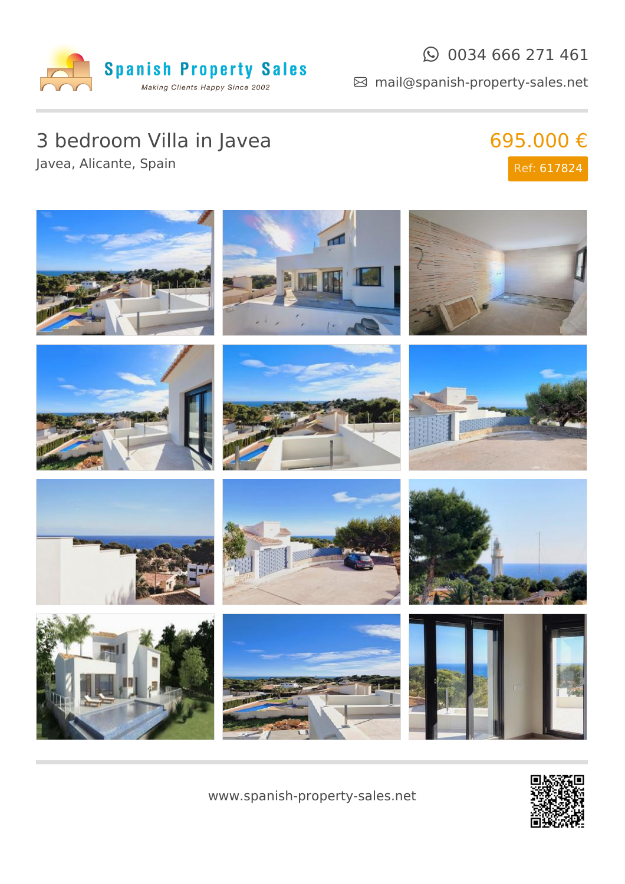Spanish Property Sales

*Making Clients Happy Since 2002*

0034 666 271 461

mail@spanish-property-sales.net

# 3 bedroom Villa in Javea

Javea, Alicante, Spain

695.000 €

Ref: 617824

www.spanish-property-sales.net